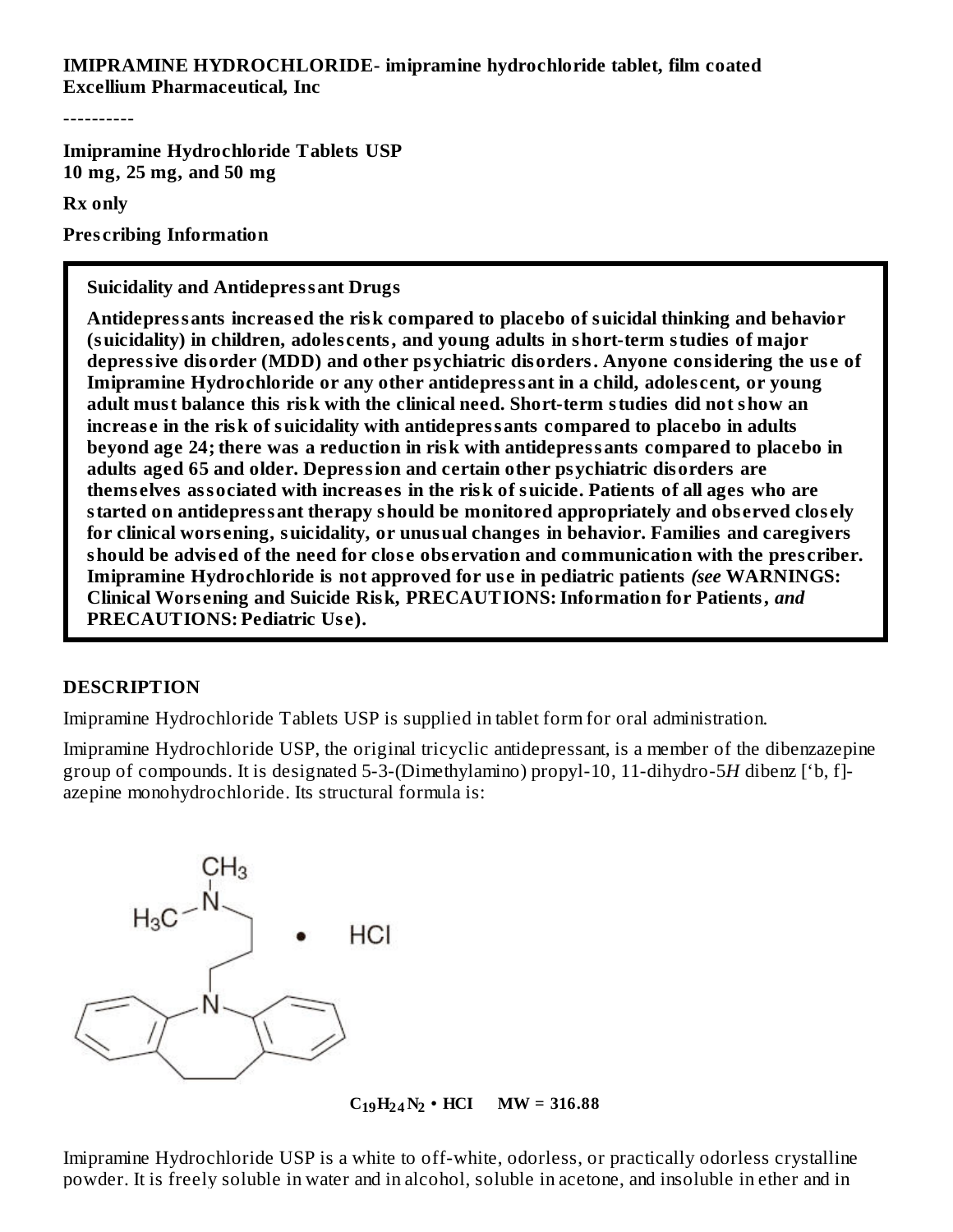**IMIPRAMINE HYDROCHLORIDE- imipramine hydrochloride tablet, film coated**
**Excellium Pharmaceutical, Inc**

----------

**Imipramine Hydrochloride Tablets USP**
**10 mg, 25 mg, and 50 mg**

**Rx only**

**Prescribing Information**

> **Suicidality and Antidepressant Drugs**
>
> **Antidepressants increased the risk compared to placebo of suicidal thinking and behavior (suicidality) in children, adolescents, and young adults in short-term studies of major depressive disorder (MDD) and other psychiatric disorders. Anyone considering the use of Imipramine Hydrochloride or any other antidepressant in a child, adolescent, or young adult must balance this risk with the clinical need. Short-term studies did not show an increase in the risk of suicidality with antidepressants compared to placebo in adults beyond age 24; there was a reduction in risk with antidepressants compared to placebo in adults aged 65 and older. Depression and certain other psychiatric disorders are themselves associated with increases in the risk of suicide. Patients of all ages who are started on antidepressant therapy should be monitored appropriately and observed closely for clinical worsening, suicidality, or unusual changes in behavior. Families and caregivers should be advised of the need for close observation and communication with the prescriber. Imipramine Hydrochloride is not approved for use in pediatric patients *(see* WARNINGS: Clinical Worsening and Suicide Risk, PRECAUTIONS: Information for Patients*, and* PRECAUTIONS: Pediatric Use).**

## DESCRIPTION

Imipramine Hydrochloride Tablets USP is supplied in tablet form for oral administration.

Imipramine Hydrochloride USP, the original tricyclic antidepressant, is a member of the dibenzazepine group of compounds. It is designated 5-3-(Dimethylamino) propyl-10, 11-dihydro-5*H* dibenz ['b, f]-azepine monohydrochloride. Its structural formula is:

**$C_{19}H_{24}N_2 \cdot HCl$ MW = 316.88**

Imipramine Hydrochloride USP is a white to off-white, odorless, or practically odorless crystalline powder. It is freely soluble in water and in alcohol, soluble in acetone, and insoluble in ether and in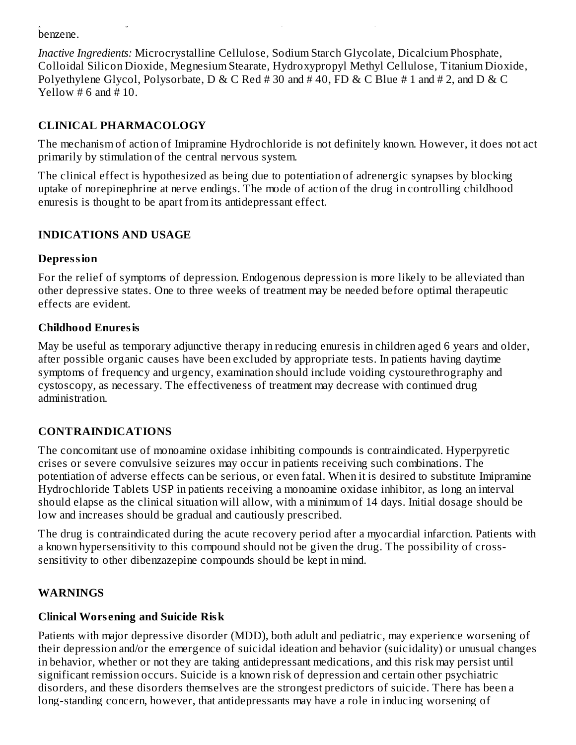benzene.

*Inactive Ingredients:* Microcrystalline Cellulose, Sodium Starch Glycolate, Dicalcium Phosphate, Colloidal Silicon Dioxide, Megnesium Stearate, Hydroxypropyl Methyl Cellulose, Titanium Dioxide, Polyethylene Glycol, Polysorbate, D & C Red # 30 and # 40, FD & C Blue # 1 and # 2, and D & C Yellow # 6 and # 10.

## CLINICAL PHARMACOLOGY

The mechanism of action of Imipramine Hydrochloride is not definitely known. However, it does not act primarily by stimulation of the central nervous system.

The clinical effect is hypothesized as being due to potentiation of adrenergic synapses by blocking uptake of norepinephrine at nerve endings. The mode of action of the drug in controlling childhood enuresis is thought to be apart from its antidepressant effect.

## INDICATIONS AND USAGE

### Depression

For the relief of symptoms of depression. Endogenous depression is more likely to be alleviated than other depressive states. One to three weeks of treatment may be needed before optimal therapeutic effects are evident.

### Childhood Enuresis

May be useful as temporary adjunctive therapy in reducing enuresis in children aged 6 years and older, after possible organic causes have been excluded by appropriate tests. In patients having daytime symptoms of frequency and urgency, examination should include voiding cystourethrography and cystoscopy, as necessary. The effectiveness of treatment may decrease with continued drug administration.

## CONTRAINDICATIONS

The concomitant use of monoamine oxidase inhibiting compounds is contraindicated. Hyperpyretic crises or severe convulsive seizures may occur in patients receiving such combinations. The potentiation of adverse effects can be serious, or even fatal. When it is desired to substitute Imipramine Hydrochloride Tablets USP in patients receiving a monoamine oxidase inhibitor, as long an interval should elapse as the clinical situation will allow, with a minimum of 14 days. Initial dosage should be low and increases should be gradual and cautiously prescribed.

The drug is contraindicated during the acute recovery period after a myocardial infarction. Patients with a known hypersensitivity to this compound should not be given the drug. The possibility of cross-sensitivity to other dibenzazepine compounds should be kept in mind.

## WARNINGS

### Clinical Worsening and Suicide Risk

Patients with major depressive disorder (MDD), both adult and pediatric, may experience worsening of their depression and/or the emergence of suicidal ideation and behavior (suicidality) or unusual changes in behavior, whether or not they are taking antidepressant medications, and this risk may persist until significant remission occurs. Suicide is a known risk of depression and certain other psychiatric disorders, and these disorders themselves are the strongest predictors of suicide. There has been a long-standing concern, however, that antidepressants may have a role in inducing worsening of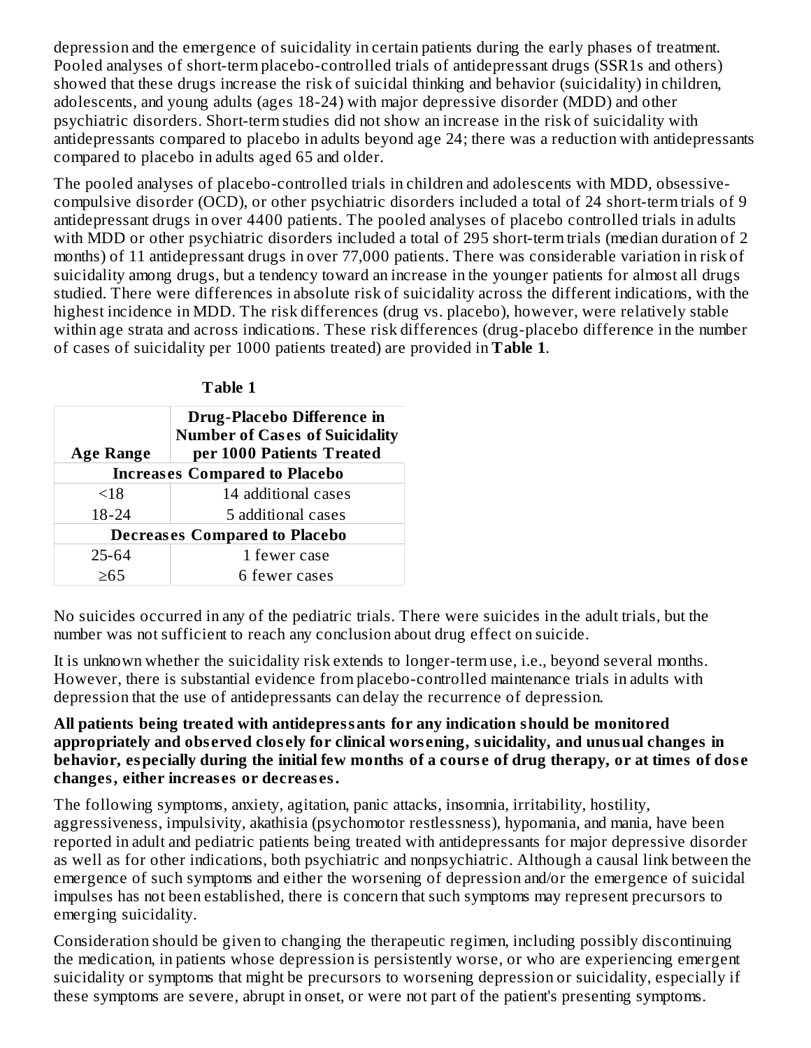depression and the emergence of suicidality in certain patients during the early phases of treatment. Pooled analyses of short-term placebo-controlled trials of antidepressant drugs (SSR1s and others) showed that these drugs increase the risk of suicidal thinking and behavior (suicidality) in children, adolescents, and young adults (ages 18-24) with major depressive disorder (MDD) and other psychiatric disorders. Short-term studies did not show an increase in the risk of suicidality with antidepressants compared to placebo in adults beyond age 24; there was a reduction with antidepressants compared to placebo in adults aged 65 and older.

The pooled analyses of placebo-controlled trials in children and adolescents with MDD, obsessive-compulsive disorder (OCD), or other psychiatric disorders included a total of 24 short-term trials of 9 antidepressant drugs in over 4400 patients. The pooled analyses of placebo controlled trials in adults with MDD or other psychiatric disorders included a total of 295 short-term trials (median duration of 2 months) of 11 antidepressant drugs in over 77,000 patients. There was considerable variation in risk of suicidality among drugs, but a tendency toward an increase in the younger patients for almost all drugs studied. There were differences in absolute risk of suicidality across the different indications, with the highest incidence in MDD. The risk differences (drug vs. placebo), however, were relatively stable within age strata and across indications. These risk differences (drug-placebo difference in the number of cases of suicidality per 1000 patients treated) are provided in **Table 1**.

**Table 1**

| Age Range | Drug-Placebo Difference in Number of Cases of Suicidality per 1000 Patients Treated |
|---|---|
| **Increases Compared to Placebo** | |
| <18 | 14 additional cases |
| 18-24 | 5 additional cases |
| **Decreases Compared to Placebo** | |
| 25-64 | 1 fewer case |
| ≥65 | 6 fewer cases |

No suicides occurred in any of the pediatric trials. There were suicides in the adult trials, but the number was not sufficient to reach any conclusion about drug effect on suicide.

It is unknown whether the suicidality risk extends to longer-term use, i.e., beyond several months. However, there is substantial evidence from placebo-controlled maintenance trials in adults with depression that the use of antidepressants can delay the recurrence of depression.

**All patients being treated with antidepressants for any indication should be monitored appropriately and observed closely for clinical worsening, suicidality, and unusual changes in behavior, especially during the initial few months of a course of drug therapy, or at times of dose changes, either increases or decreases.**

The following symptoms, anxiety, agitation, panic attacks, insomnia, irritability, hostility, aggressiveness, impulsivity, akathisia (psychomotor restlessness), hypomania, and mania, have been reported in adult and pediatric patients being treated with antidepressants for major depressive disorder as well as for other indications, both psychiatric and nonpsychiatric. Although a causal link between the emergence of such symptoms and either the worsening of depression and/or the emergence of suicidal impulses has not been established, there is concern that such symptoms may represent precursors to emerging suicidality.

Consideration should be given to changing the therapeutic regimen, including possibly discontinuing the medication, in patients whose depression is persistently worse, or who are experiencing emergent suicidality or symptoms that might be precursors to worsening depression or suicidality, especially if these symptoms are severe, abrupt in onset, or were not part of the patient's presenting symptoms.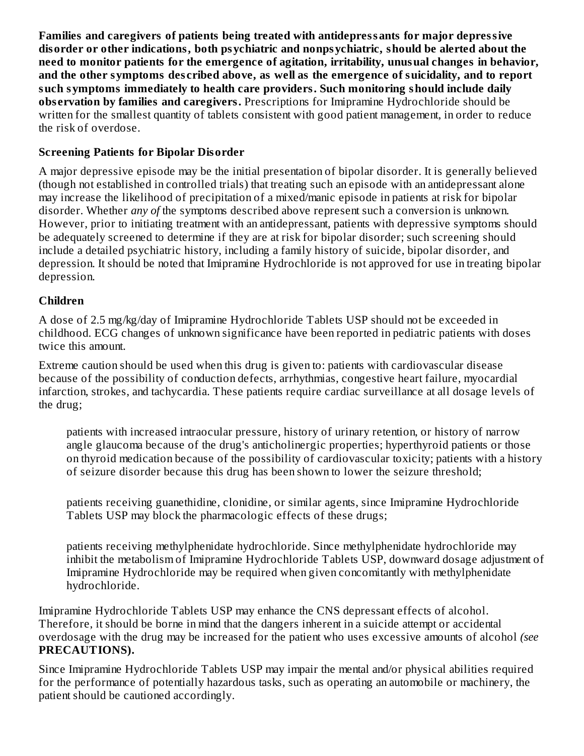**Families and caregivers of patients being treated with antidepressants for major depressive disorder or other indications, both psychiatric and nonpsychiatric, should be alerted about the need to monitor patients for the emergence of agitation, irritability, unusual changes in behavior, and the other symptoms described above, as well as the emergence of suicidality, and to report such symptoms immediately to health care providers. Such monitoring should include daily observation by families and caregivers.** Prescriptions for Imipramine Hydrochloride should be written for the smallest quantity of tablets consistent with good patient management, in order to reduce the risk of overdose.

### Screening Patients for Bipolar Disorder

A major depressive episode may be the initial presentation of bipolar disorder. It is generally believed (though not established in controlled trials) that treating such an episode with an antidepressant alone may increase the likelihood of precipitation of a mixed/manic episode in patients at risk for bipolar disorder. Whether *any of* the symptoms described above represent such a conversion is unknown. However, prior to initiating treatment with an antidepressant, patients with depressive symptoms should be adequately screened to determine if they are at risk for bipolar disorder; such screening should include a detailed psychiatric history, including a family history of suicide, bipolar disorder, and depression. It should be noted that Imipramine Hydrochloride is not approved for use in treating bipolar depression.

### Children

A dose of 2.5 mg/kg/day of Imipramine Hydrochloride Tablets USP should not be exceeded in childhood. ECG changes of unknown significance have been reported in pediatric patients with doses twice this amount.

Extreme caution should be used when this drug is given to: patients with cardiovascular disease because of the possibility of conduction defects, arrhythmias, congestive heart failure, myocardial infarction, strokes, and tachycardia. These patients require cardiac surveillance at all dosage levels of the drug;

patients with increased intraocular pressure, history of urinary retention, or history of narrow angle glaucoma because of the drug's anticholinergic properties; hyperthyroid patients or those on thyroid medication because of the possibility of cardiovascular toxicity; patients with a history of seizure disorder because this drug has been shown to lower the seizure threshold;

patients receiving guanethidine, clonidine, or similar agents, since Imipramine Hydrochloride Tablets USP may block the pharmacologic effects of these drugs;

patients receiving methylphenidate hydrochloride. Since methylphenidate hydrochloride may inhibit the metabolism of Imipramine Hydrochloride Tablets USP, downward dosage adjustment of Imipramine Hydrochloride may be required when given concomitantly with methylphenidate hydrochloride.

Imipramine Hydrochloride Tablets USP may enhance the CNS depressant effects of alcohol. Therefore, it should be borne in mind that the dangers inherent in a suicide attempt or accidental overdosage with the drug may be increased for the patient who uses excessive amounts of alcohol *(see* **PRECAUTIONS).**

Since Imipramine Hydrochloride Tablets USP may impair the mental and/or physical abilities required for the performance of potentially hazardous tasks, such as operating an automobile or machinery, the patient should be cautioned accordingly.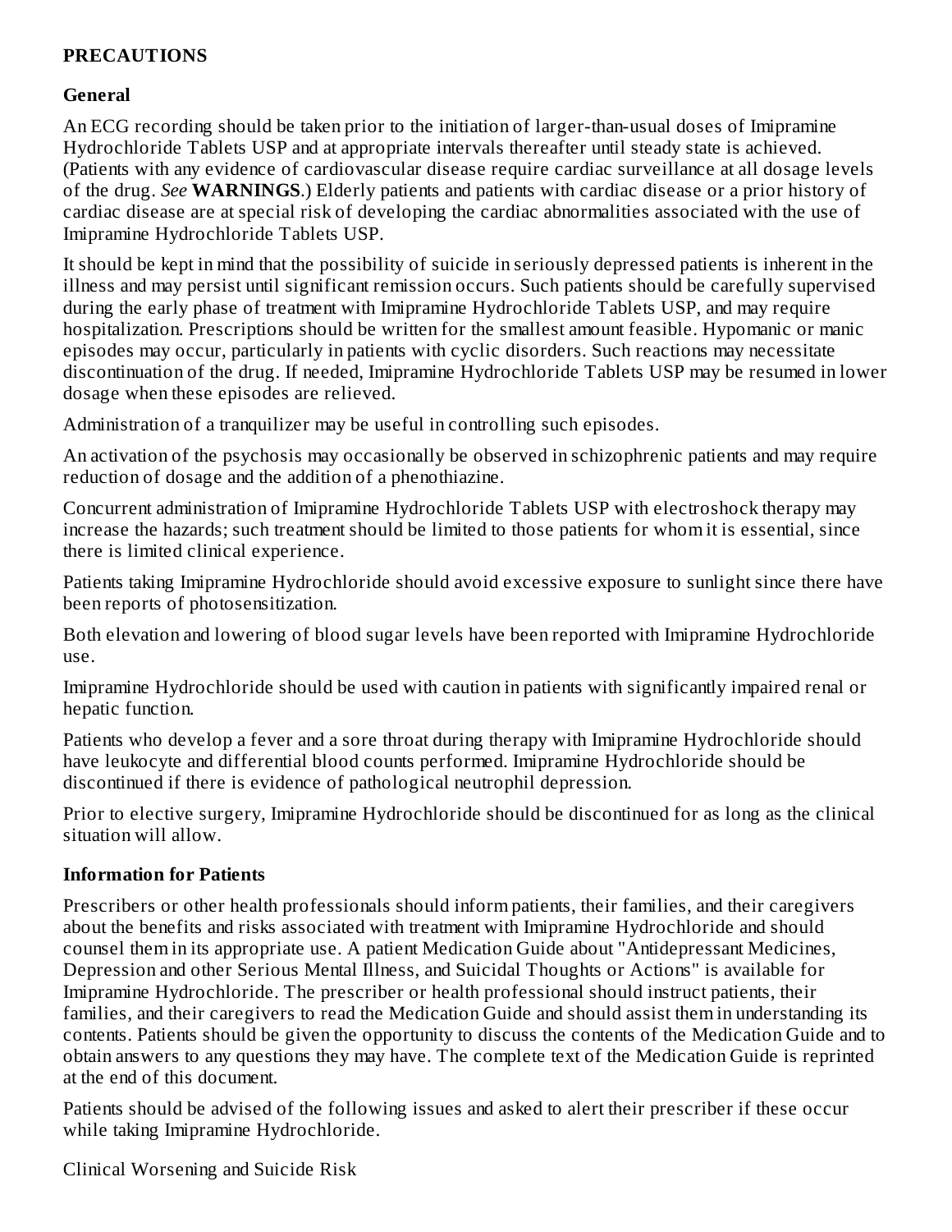## PRECAUTIONS

### General

An ECG recording should be taken prior to the initiation of larger-than-usual doses of Imipramine Hydrochloride Tablets USP and at appropriate intervals thereafter until steady state is achieved. (Patients with any evidence of cardiovascular disease require cardiac surveillance at all dosage levels of the drug. *See* **WARNINGS**.) Elderly patients and patients with cardiac disease or a prior history of cardiac disease are at special risk of developing the cardiac abnormalities associated with the use of Imipramine Hydrochloride Tablets USP.

It should be kept in mind that the possibility of suicide in seriously depressed patients is inherent in the illness and may persist until significant remission occurs. Such patients should be carefully supervised during the early phase of treatment with Imipramine Hydrochloride Tablets USP, and may require hospitalization. Prescriptions should be written for the smallest amount feasible. Hypomanic or manic episodes may occur, particularly in patients with cyclic disorders. Such reactions may necessitate discontinuation of the drug. If needed, Imipramine Hydrochloride Tablets USP may be resumed in lower dosage when these episodes are relieved.

Administration of a tranquilizer may be useful in controlling such episodes.

An activation of the psychosis may occasionally be observed in schizophrenic patients and may require reduction of dosage and the addition of a phenothiazine.

Concurrent administration of Imipramine Hydrochloride Tablets USP with electroshock therapy may increase the hazards; such treatment should be limited to those patients for whom it is essential, since there is limited clinical experience.

Patients taking Imipramine Hydrochloride should avoid excessive exposure to sunlight since there have been reports of photosensitization.

Both elevation and lowering of blood sugar levels have been reported with Imipramine Hydrochloride use.

Imipramine Hydrochloride should be used with caution in patients with significantly impaired renal or hepatic function.

Patients who develop a fever and a sore throat during therapy with Imipramine Hydrochloride should have leukocyte and differential blood counts performed. Imipramine Hydrochloride should be discontinued if there is evidence of pathological neutrophil depression.

Prior to elective surgery, Imipramine Hydrochloride should be discontinued for as long as the clinical situation will allow.

### Information for Patients

Prescribers or other health professionals should inform patients, their families, and their caregivers about the benefits and risks associated with treatment with Imipramine Hydrochloride and should counsel them in its appropriate use. A patient Medication Guide about "Antidepressant Medicines, Depression and other Serious Mental Illness, and Suicidal Thoughts or Actions" is available for Imipramine Hydrochloride. The prescriber or health professional should instruct patients, their families, and their caregivers to read the Medication Guide and should assist them in understanding its contents. Patients should be given the opportunity to discuss the contents of the Medication Guide and to obtain answers to any questions they may have. The complete text of the Medication Guide is reprinted at the end of this document.

Patients should be advised of the following issues and asked to alert their prescriber if these occur while taking Imipramine Hydrochloride.

Clinical Worsening and Suicide Risk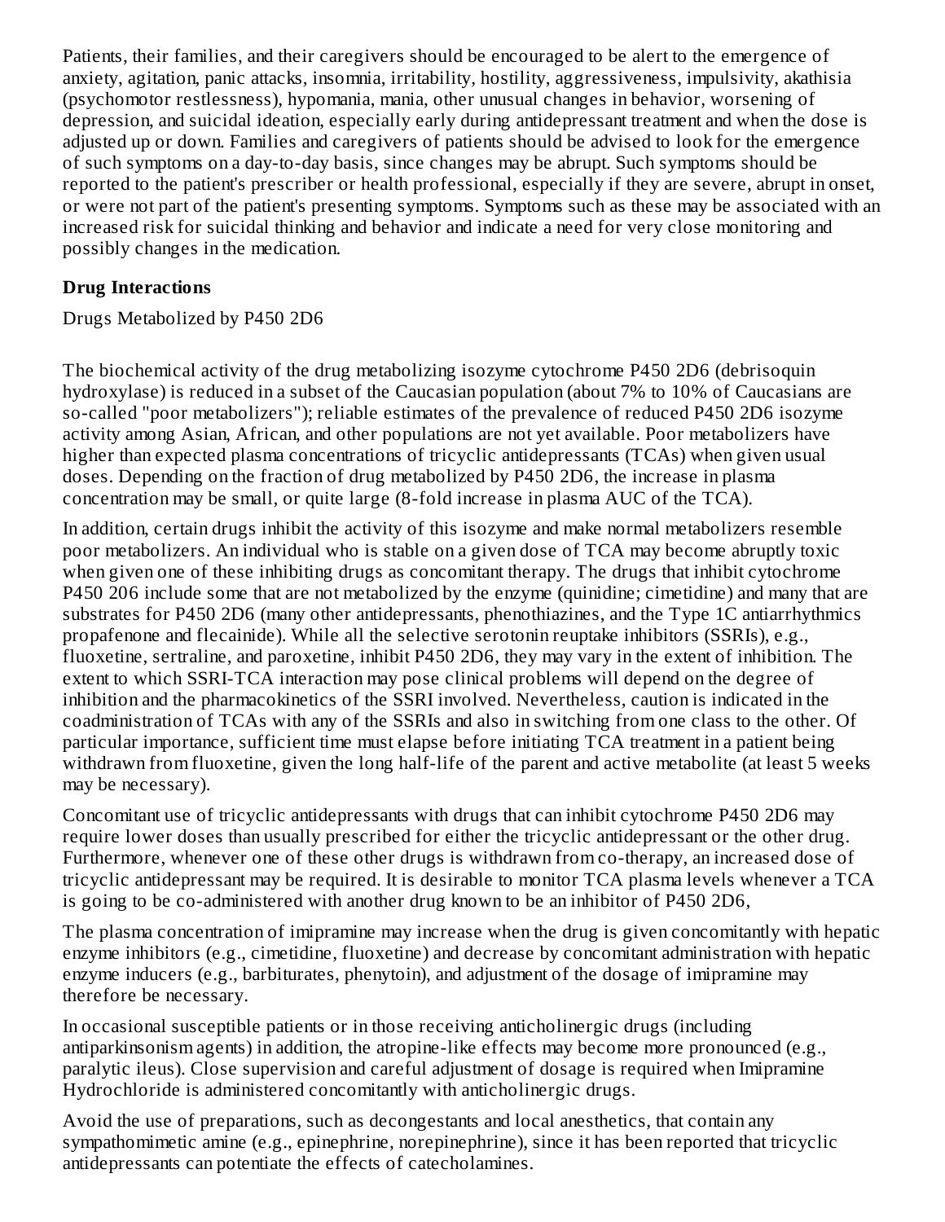Patients, their families, and their caregivers should be encouraged to be alert to the emergence of anxiety, agitation, panic attacks, insomnia, irritability, hostility, aggressiveness, impulsivity, akathisia (psychomotor restlessness), hypomania, mania, other unusual changes in behavior, worsening of depression, and suicidal ideation, especially early during antidepressant treatment and when the dose is adjusted up or down. Families and caregivers of patients should be advised to look for the emergence of such symptoms on a day-to-day basis, since changes may be abrupt. Such symptoms should be reported to the patient's prescriber or health professional, especially if they are severe, abrupt in onset, or were not part of the patient's presenting symptoms. Symptoms such as these may be associated with an increased risk for suicidal thinking and behavior and indicate a need for very close monitoring and possibly changes in the medication.

**Drug Interactions**

Drugs Metabolized by P450 2D6

The biochemical activity of the drug metabolizing isozyme cytochrome P450 2D6 (debrisoquin hydroxylase) is reduced in a subset of the Caucasian population (about 7% to 10% of Caucasians are so-called "poor metabolizers"); reliable estimates of the prevalence of reduced P450 2D6 isozyme activity among Asian, African, and other populations are not yet available. Poor metabolizers have higher than expected plasma concentrations of tricyclic antidepressants (TCAs) when given usual doses. Depending on the fraction of drug metabolized by P450 2D6, the increase in plasma concentration may be small, or quite large (8-fold increase in plasma AUC of the TCA).

In addition, certain drugs inhibit the activity of this isozyme and make normal metabolizers resemble poor metabolizers. An individual who is stable on a given dose of TCA may become abruptly toxic when given one of these inhibiting drugs as concomitant therapy. The drugs that inhibit cytochrome P450 206 include some that are not metabolized by the enzyme (quinidine; cimetidine) and many that are substrates for P450 2D6 (many other antidepressants, phenothiazines, and the Type 1C antiarrhythmics propafenone and flecainide). While all the selective serotonin reuptake inhibitors (SSRIs), e.g., fluoxetine, sertraline, and paroxetine, inhibit P450 2D6, they may vary in the extent of inhibition. The extent to which SSRI-TCA interaction may pose clinical problems will depend on the degree of inhibition and the pharmacokinetics of the SSRI involved. Nevertheless, caution is indicated in the coadministration of TCAs with any of the SSRIs and also in switching from one class to the other. Of particular importance, sufficient time must elapse before initiating TCA treatment in a patient being withdrawn from fluoxetine, given the long half-life of the parent and active metabolite (at least 5 weeks may be necessary).

Concomitant use of tricyclic antidepressants with drugs that can inhibit cytochrome P450 2D6 may require lower doses than usually prescribed for either the tricyclic antidepressant or the other drug. Furthermore, whenever one of these other drugs is withdrawn from co-therapy, an increased dose of tricyclic antidepressant may be required. It is desirable to monitor TCA plasma levels whenever a TCA is going to be co-administered with another drug known to be an inhibitor of P450 2D6,

The plasma concentration of imipramine may increase when the drug is given concomitantly with hepatic enzyme inhibitors (e.g., cimetidine, fluoxetine) and decrease by concomitant administration with hepatic enzyme inducers (e.g., barbiturates, phenytoin), and adjustment of the dosage of imipramine may therefore be necessary.

In occasional susceptible patients or in those receiving anticholinergic drugs (including antiparkinsonism agents) in addition, the atropine-like effects may become more pronounced (e.g., paralytic ileus). Close supervision and careful adjustment of dosage is required when Imipramine Hydrochloride is administered concomitantly with anticholinergic drugs.

Avoid the use of preparations, such as decongestants and local anesthetics, that contain any sympathomimetic amine (e.g., epinephrine, norepinephrine), since it has been reported that tricyclic antidepressants can potentiate the effects of catecholamines.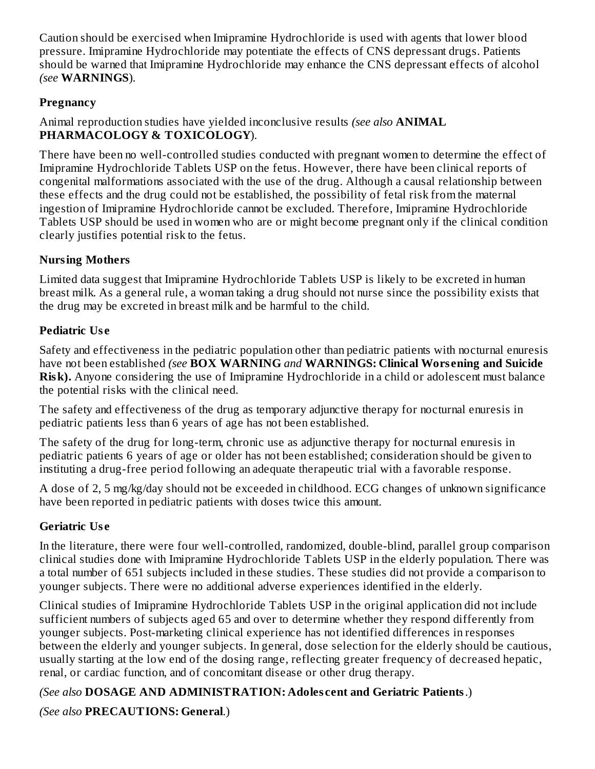Caution should be exercised when Imipramine Hydrochloride is used with agents that lower blood pressure. Imipramine Hydrochloride may potentiate the effects of CNS depressant drugs. Patients should be warned that Imipramine Hydrochloride may enhance the CNS depressant effects of alcohol *(see* **WARNINGS**).

### Pregnancy

Animal reproduction studies have yielded inconclusive results *(see also* **ANIMAL PHARMACOLOGY & TOXICOLOGY**).

There have been no well-controlled studies conducted with pregnant women to determine the effect of Imipramine Hydrochloride Tablets USP on the fetus. However, there have been clinical reports of congenital malformations associated with the use of the drug. Although a causal relationship between these effects and the drug could not be established, the possibility of fetal risk from the maternal ingestion of Imipramine Hydrochloride cannot be excluded. Therefore, Imipramine Hydrochloride Tablets USP should be used in women who are or might become pregnant only if the clinical condition clearly justifies potential risk to the fetus.

### Nursing Mothers

Limited data suggest that Imipramine Hydrochloride Tablets USP is likely to be excreted in human breast milk. As a general rule, a woman taking a drug should not nurse since the possibility exists that the drug may be excreted in breast milk and be harmful to the child.

### Pediatric Use

Safety and effectiveness in the pediatric population other than pediatric patients with nocturnal enuresis have not been established *(see* **BOX WARNING** *and* **WARNINGS: Clinical Worsening and Suicide Risk).** Anyone considering the use of Imipramine Hydrochloride in a child or adolescent must balance the potential risks with the clinical need.

The safety and effectiveness of the drug as temporary adjunctive therapy for nocturnal enuresis in pediatric patients less than 6 years of age has not been established.

The safety of the drug for long-term, chronic use as adjunctive therapy for nocturnal enuresis in pediatric patients 6 years of age or older has not been established; consideration should be given to instituting a drug-free period following an adequate therapeutic trial with a favorable response.

A dose of 2, 5 mg/kg/day should not be exceeded in childhood. ECG changes of unknown significance have been reported in pediatric patients with doses twice this amount.

### Geriatric Use

In the literature, there were four well-controlled, randomized, double-blind, parallel group comparison clinical studies done with Imipramine Hydrochloride Tablets USP in the elderly population. There was a total number of 651 subjects included in these studies. These studies did not provide a comparison to younger subjects. There were no additional adverse experiences identified in the elderly.

Clinical studies of Imipramine Hydrochloride Tablets USP in the original application did not include sufficient numbers of subjects aged 65 and over to determine whether they respond differently from younger subjects. Post-marketing clinical experience has not identified differences in responses between the elderly and younger subjects. In general, dose selection for the elderly should be cautious, usually starting at the low end of the dosing range, reflecting greater frequency of decreased hepatic, renal, or cardiac function, and of concomitant disease or other drug therapy.

*(See also* **DOSAGE AND ADMINISTRATION: Adolescent and Geriatric Patients**.)

*(See also* **PRECAUTIONS: General**.)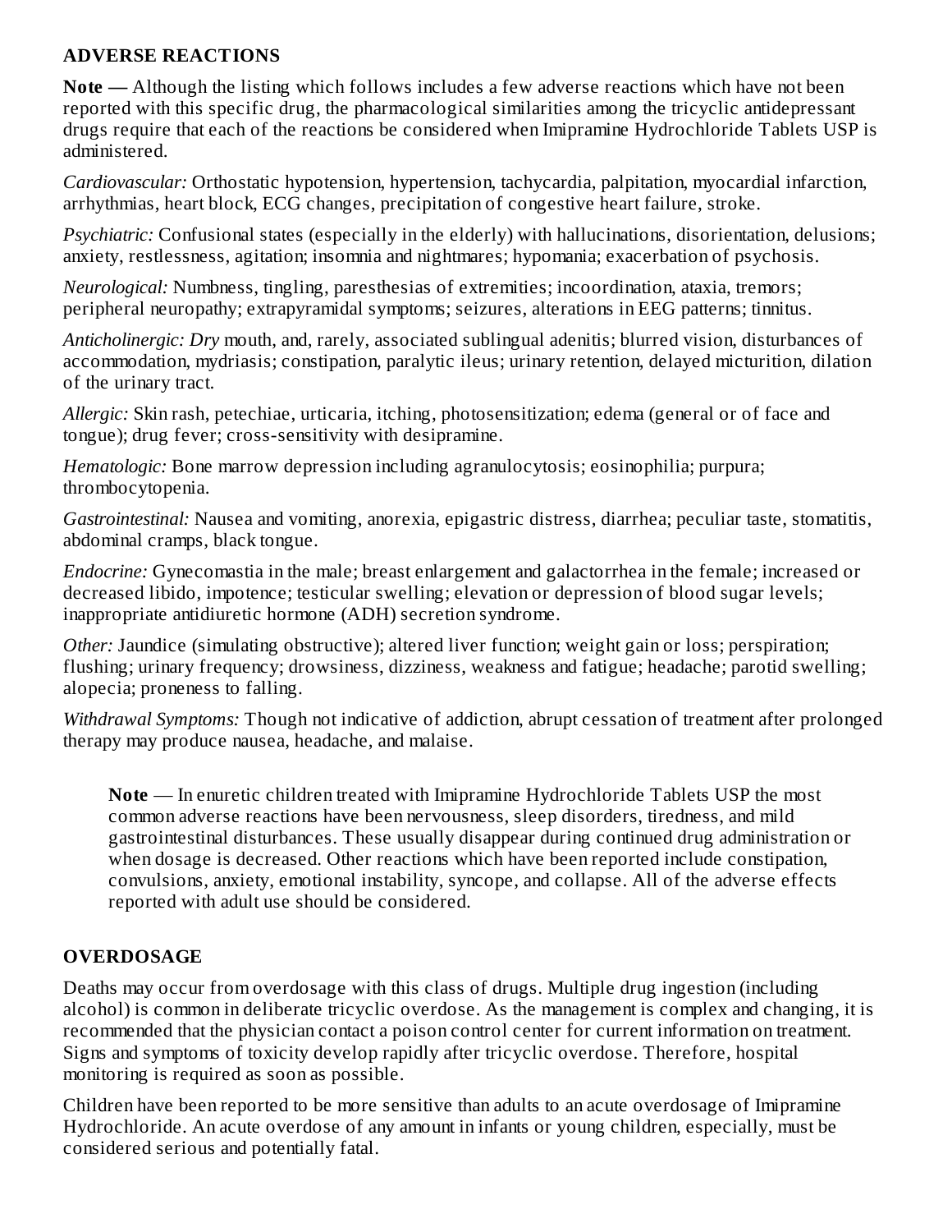## ADVERSE REACTIONS

**Note —** Although the listing which follows includes a few adverse reactions which have not been reported with this specific drug, the pharmacological similarities among the tricyclic antidepressant drugs require that each of the reactions be considered when Imipramine Hydrochloride Tablets USP is administered.

*Cardiovascular:* Orthostatic hypotension, hypertension, tachycardia, palpitation, myocardial infarction, arrhythmias, heart block, ECG changes, precipitation of congestive heart failure, stroke.

*Psychiatric:* Confusional states (especially in the elderly) with hallucinations, disorientation, delusions; anxiety, restlessness, agitation; insomnia and nightmares; hypomania; exacerbation of psychosis.

*Neurological:* Numbness, tingling, paresthesias of extremities; incoordination, ataxia, tremors; peripheral neuropathy; extrapyramidal symptoms; seizures, alterations in EEG patterns; tinnitus.

*Anticholinergic: Dry* mouth, and, rarely, associated sublingual adenitis; blurred vision, disturbances of accommodation, mydriasis; constipation, paralytic ileus; urinary retention, delayed micturition, dilation of the urinary tract.

*Allergic:* Skin rash, petechiae, urticaria, itching, photosensitization; edema (general or of face and tongue); drug fever; cross-sensitivity with desipramine.

*Hematologic:* Bone marrow depression including agranulocytosis; eosinophilia; purpura; thrombocytopenia.

*Gastrointestinal:* Nausea and vomiting, anorexia, epigastric distress, diarrhea; peculiar taste, stomatitis, abdominal cramps, black tongue.

*Endocrine:* Gynecomastia in the male; breast enlargement and galactorrhea in the female; increased or decreased libido, impotence; testicular swelling; elevation or depression of blood sugar levels; inappropriate antidiuretic hormone (ADH) secretion syndrome.

*Other:* Jaundice (simulating obstructive); altered liver function; weight gain or loss; perspiration; flushing; urinary frequency; drowsiness, dizziness, weakness and fatigue; headache; parotid swelling; alopecia; proneness to falling.

*Withdrawal Symptoms:* Though not indicative of addiction, abrupt cessation of treatment after prolonged therapy may produce nausea, headache, and malaise.

> **Note** — In enuretic children treated with Imipramine Hydrochloride Tablets USP the most common adverse reactions have been nervousness, sleep disorders, tiredness, and mild gastrointestinal disturbances. These usually disappear during continued drug administration or when dosage is decreased. Other reactions which have been reported include constipation, convulsions, anxiety, emotional instability, syncope, and collapse. All of the adverse effects reported with adult use should be considered.

## OVERDOSAGE

Deaths may occur from overdosage with this class of drugs. Multiple drug ingestion (including alcohol) is common in deliberate tricyclic overdose. As the management is complex and changing, it is recommended that the physician contact a poison control center for current information on treatment. Signs and symptoms of toxicity develop rapidly after tricyclic overdose. Therefore, hospital monitoring is required as soon as possible.

Children have been reported to be more sensitive than adults to an acute overdosage of Imipramine Hydrochloride. An acute overdose of any amount in infants or young children, especially, must be considered serious and potentially fatal.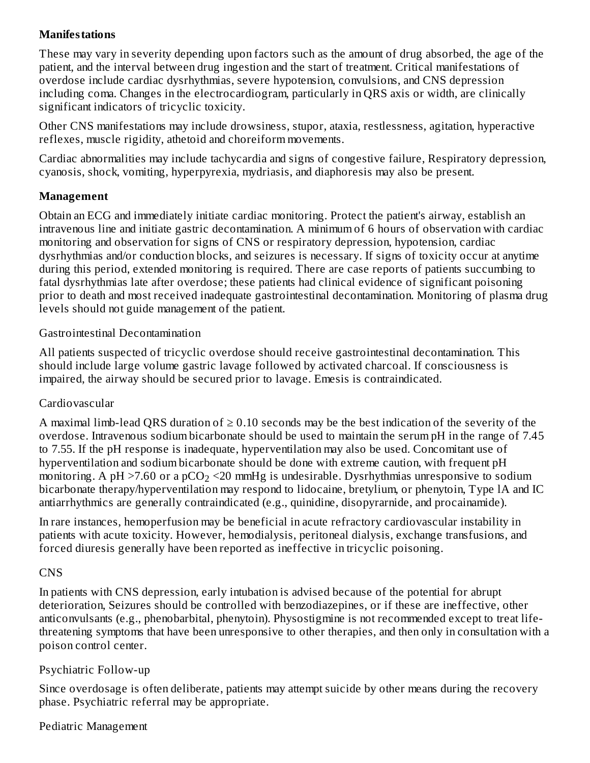**Manifestations**

These may vary in severity depending upon factors such as the amount of drug absorbed, the age of the patient, and the interval between drug ingestion and the start of treatment. Critical manifestations of overdose include cardiac dysrhythmias, severe hypotension, convulsions, and CNS depression including coma. Changes in the electrocardiogram, particularly in QRS axis or width, are clinically significant indicators of tricyclic toxicity.

Other CNS manifestations may include drowsiness, stupor, ataxia, restlessness, agitation, hyperactive reflexes, muscle rigidity, athetoid and choreiform movements.

Cardiac abnormalities may include tachycardia and signs of congestive failure, Respiratory depression, cyanosis, shock, vomiting, hyperpyrexia, mydriasis, and diaphoresis may also be present.

**Management**

Obtain an ECG and immediately initiate cardiac monitoring. Protect the patient's airway, establish an intravenous line and initiate gastric decontamination. A minimum of 6 hours of observation with cardiac monitoring and observation for signs of CNS or respiratory depression, hypotension, cardiac dysrhythmias and/or conduction blocks, and seizures is necessary. If signs of toxicity occur at anytime during this period, extended monitoring is required. There are case reports of patients succumbing to fatal dysrhythmias late after overdose; these patients had clinical evidence of significant poisoning prior to death and most received inadequate gastrointestinal decontamination. Monitoring of plasma drug levels should not guide management of the patient.

Gastrointestinal Decontamination

All patients suspected of tricyclic overdose should receive gastrointestinal decontamination. This should include large volume gastric lavage followed by activated charcoal. If consciousness is impaired, the airway should be secured prior to lavage. Emesis is contraindicated.

Cardiovascular

A maximal limb-lead QRS duration of ≥ 0.10 seconds may be the best indication of the severity of the overdose. Intravenous sodium bicarbonate should be used to maintain the serum pH in the range of 7.45 to 7.55. If the pH response is inadequate, hyperventilation may also be used. Concomitant use of hyperventilation and sodium bicarbonate should be done with extreme caution, with frequent pH monitoring. A pH >7.60 or a $pCO_2$ <20 mmHg is undesirable. Dysrhythmias unresponsive to sodium bicarbonate therapy/hyperventilation may respond to lidocaine, bretylium, or phenytoin, Type lA and IC antiarrhythmics are generally contraindicated (e.g., quinidine, disopyrarnide, and procainamide).

In rare instances, hemoperfusion may be beneficial in acute refractory cardiovascular instability in patients with acute toxicity. However, hemodialysis, peritoneal dialysis, exchange transfusions, and forced diuresis generally have been reported as ineffective in tricyclic poisoning.

CNS

In patients with CNS depression, early intubation is advised because of the potential for abrupt deterioration, Seizures should be controlled with benzodiazepines, or if these are ineffective, other anticonvulsants (e.g., phenobarbital, phenytoin). Physostigmine is not recommended except to treat life-threatening symptoms that have been unresponsive to other therapies, and then only in consultation with a poison control center.

Psychiatric Follow-up

Since overdosage is often deliberate, patients may attempt suicide by other means during the recovery phase. Psychiatric referral may be appropriate.

Pediatric Management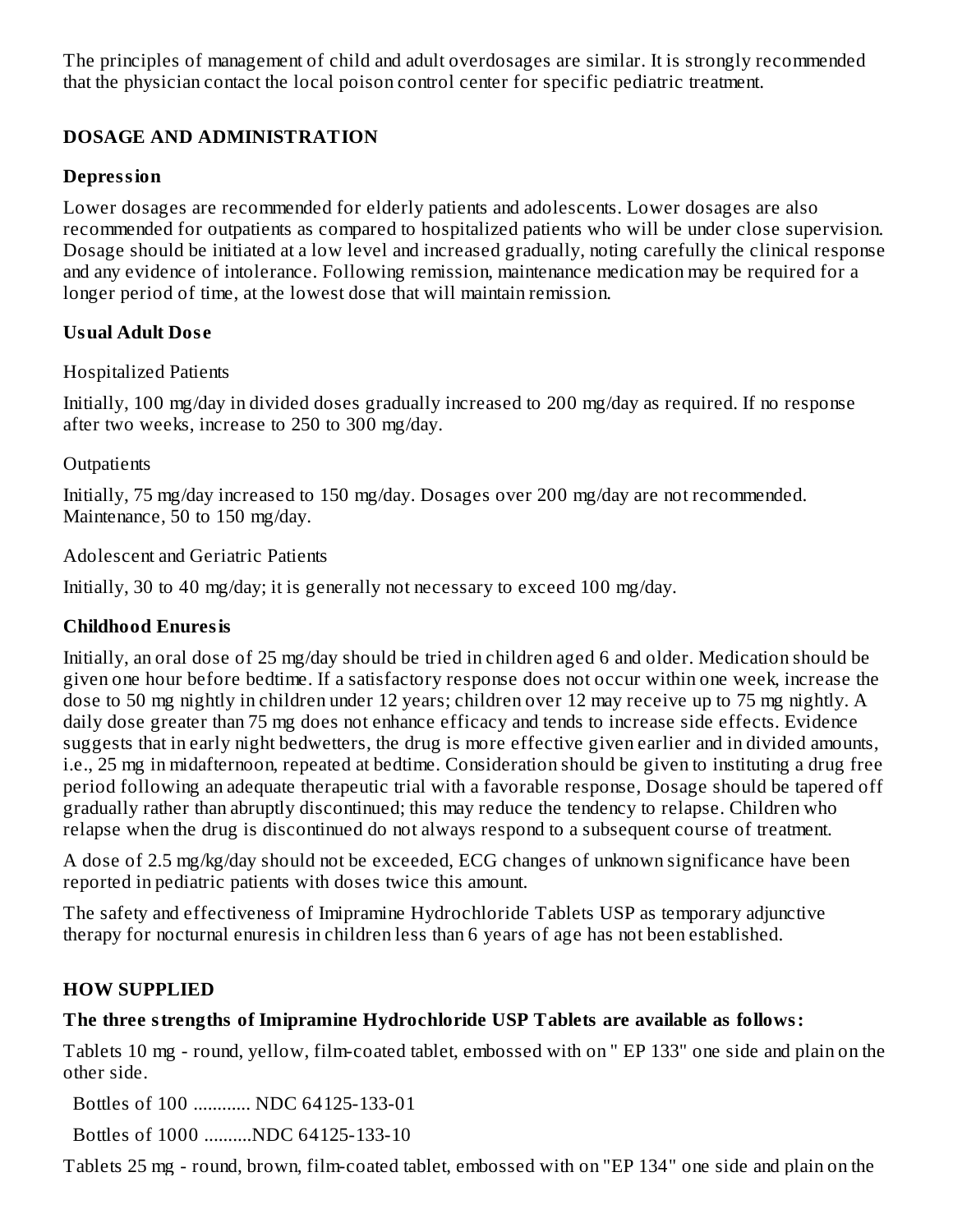The principles of management of child and adult overdosages are similar. It is strongly recommended that the physician contact the local poison control center for specific pediatric treatment.

## DOSAGE AND ADMINISTRATION

### Depression

Lower dosages are recommended for elderly patients and adolescents. Lower dosages are also recommended for outpatients as compared to hospitalized patients who will be under close supervision. Dosage should be initiated at a low level and increased gradually, noting carefully the clinical response and any evidence of intolerance. Following remission, maintenance medication may be required for a longer period of time, at the lowest dose that will maintain remission.

### Usual Adult Dose

Hospitalized Patients

Initially, 100 mg/day in divided doses gradually increased to 200 mg/day as required. If no response after two weeks, increase to 250 to 300 mg/day.

Outpatients

Initially, 75 mg/day increased to 150 mg/day. Dosages over 200 mg/day are not recommended. Maintenance, 50 to 150 mg/day.

Adolescent and Geriatric Patients

Initially, 30 to 40 mg/day; it is generally not necessary to exceed 100 mg/day.

### Childhood Enuresis

Initially, an oral dose of 25 mg/day should be tried in children aged 6 and older. Medication should be given one hour before bedtime. If a satisfactory response does not occur within one week, increase the dose to 50 mg nightly in children under 12 years; children over 12 may receive up to 75 mg nightly. A daily dose greater than 75 mg does not enhance efficacy and tends to increase side effects. Evidence suggests that in early night bedwetters, the drug is more effective given earlier and in divided amounts, i.e., 25 mg in midafternoon, repeated at bedtime. Consideration should be given to instituting a drug free period following an adequate therapeutic trial with a favorable response, Dosage should be tapered off gradually rather than abruptly discontinued; this may reduce the tendency to relapse. Children who relapse when the drug is discontinued do not always respond to a subsequent course of treatment.

A dose of 2.5 mg/kg/day should not be exceeded, ECG changes of unknown significance have been reported in pediatric patients with doses twice this amount.

The safety and effectiveness of Imipramine Hydrochloride Tablets USP as temporary adjunctive therapy for nocturnal enuresis in children less than 6 years of age has not been established.

## HOW SUPPLIED

**The three strengths of Imipramine Hydrochloride USP Tablets are available as follows:**

Tablets 10 mg - round, yellow, film-coated tablet, embossed with on " EP 133" one side and plain on the other side.

Bottles of 100 ............ NDC 64125-133-01

Bottles of 1000 ..........NDC 64125-133-10

Tablets 25 mg - round, brown, film-coated tablet, embossed with on "EP 134" one side and plain on the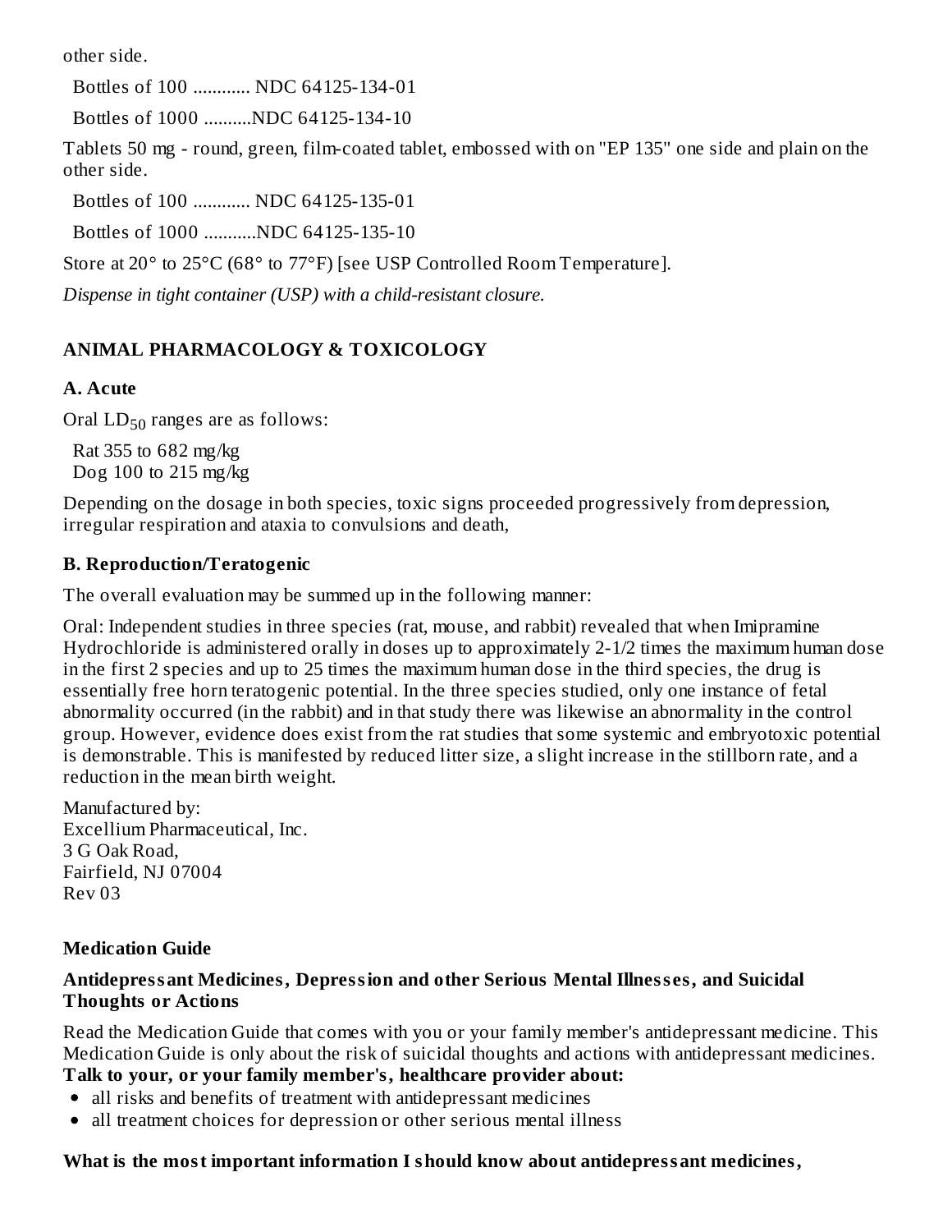other side.

Bottles of 100 ............ NDC 64125-134-01

Bottles of 1000 ..........NDC 64125-134-10

Tablets 50 mg - round, green, film-coated tablet, embossed with on "EP 135" one side and plain on the other side.

Bottles of 100 ............ NDC 64125-135-01

Bottles of 1000 ...........NDC 64125-135-10

Store at 20° to 25°C (68° to 77°F) [see USP Controlled Room Temperature].

*Dispense in tight container (USP) with a child-resistant closure.*

## ANIMAL PHARMACOLOGY & TOXICOLOGY

### A. Acute

Oral $LD_{50}$ ranges are as follows:

Rat 355 to 682 mg/kg
Dog 100 to 215 mg/kg

Depending on the dosage in both species, toxic signs proceeded progressively from depression, irregular respiration and ataxia to convulsions and death,

### B. Reproduction/Teratogenic

The overall evaluation may be summed up in the following manner:

Oral: Independent studies in three species (rat, mouse, and rabbit) revealed that when Imipramine Hydrochloride is administered orally in doses up to approximately 2-1/2 times the maximum human dose in the first 2 species and up to 25 times the maximum human dose in the third species, the drug is essentially free horn teratogenic potential. In the three species studied, only one instance of fetal abnormality occurred (in the rabbit) and in that study there was likewise an abnormality in the control group. However, evidence does exist from the rat studies that some systemic and embryotoxic potential is demonstrable. This is manifested by reduced litter size, a slight increase in the stillborn rate, and a reduction in the mean birth weight.

Manufactured by:
Excellium Pharmaceutical, Inc.
3 G Oak Road,
Fairfield, NJ 07004
Rev 03

## Medication Guide

### Antidepressant Medicines, Depression and other Serious Mental Illnesses, and Suicidal Thoughts or Actions

Read the Medication Guide that comes with you or your family member's antidepressant medicine. This Medication Guide is only about the risk of suicidal thoughts and actions with antidepressant medicines.

**Talk to your, or your family member's, healthcare provider about:**

- all risks and benefits of treatment with antidepressant medicines
- all treatment choices for depression or other serious mental illness

**What is the most important information I should know about antidepressant medicines,**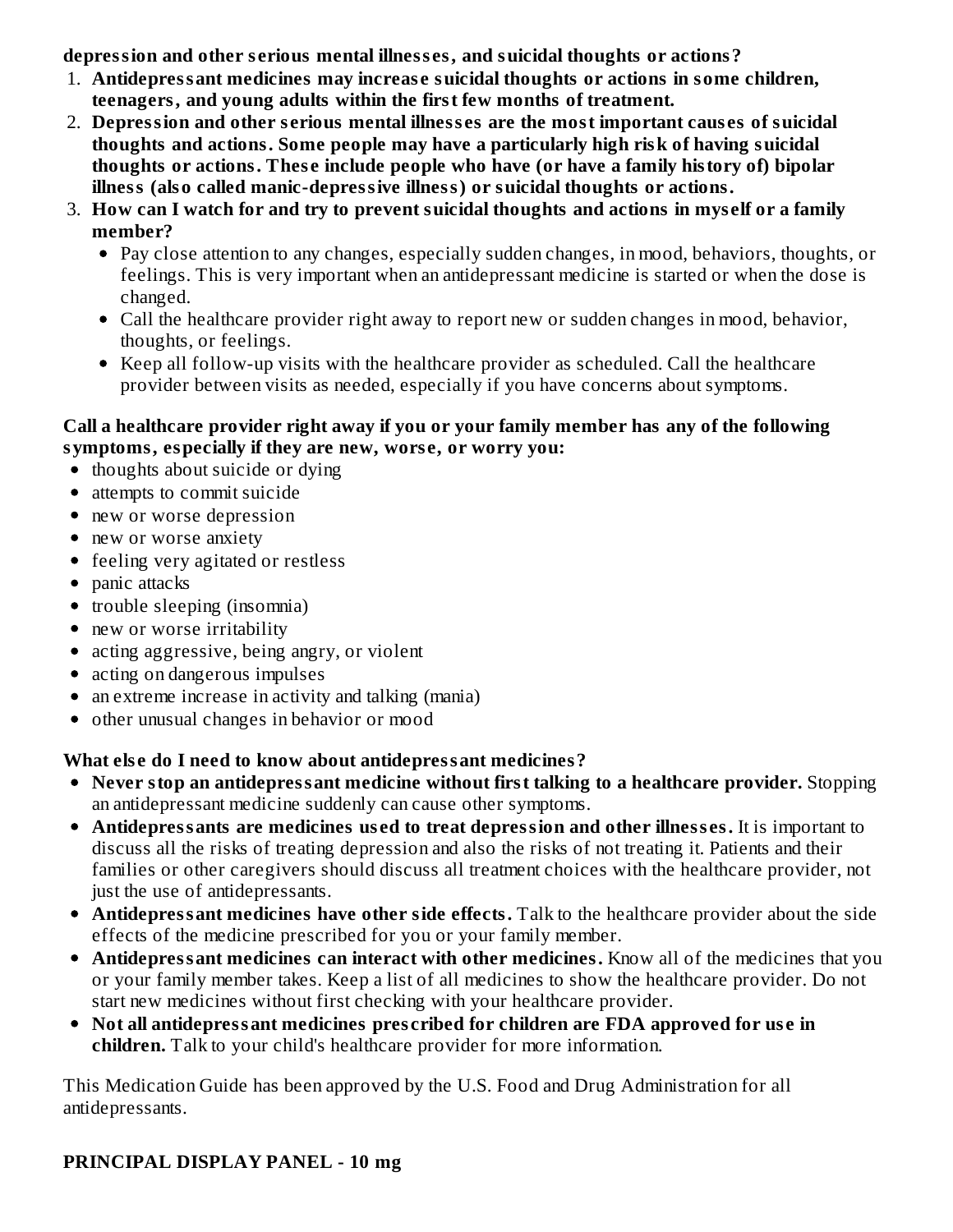**depression and other serious mental illnesses, and suicidal thoughts or actions?**

1. **Antidepressant medicines may increase suicidal thoughts or actions in some children, teenagers, and young adults within the first few months of treatment.**
2. **Depression and other serious mental illnesses are the most important causes of suicidal thoughts and actions. Some people may have a particularly high risk of having suicidal thoughts or actions. These include people who have (or have a family history of) bipolar illness (also called manic-depressive illness) or suicidal thoughts or actions.**
3. **How can I watch for and try to prevent suicidal thoughts and actions in myself or a family member?**
   - Pay close attention to any changes, especially sudden changes, in mood, behaviors, thoughts, or feelings. This is very important when an antidepressant medicine is started or when the dose is changed.
   - Call the healthcare provider right away to report new or sudden changes in mood, behavior, thoughts, or feelings.
   - Keep all follow-up visits with the healthcare provider as scheduled. Call the healthcare provider between visits as needed, especially if you have concerns about symptoms.

**Call a healthcare provider right away if you or your family member has any of the following symptoms, especially if they are new, worse, or worry you:**

- thoughts about suicide or dying
- attempts to commit suicide
- new or worse depression
- new or worse anxiety
- feeling very agitated or restless
- panic attacks
- trouble sleeping (insomnia)
- new or worse irritability
- acting aggressive, being angry, or violent
- acting on dangerous impulses
- an extreme increase in activity and talking (mania)
- other unusual changes in behavior or mood

**What else do I need to know about antidepressant medicines?**

- **Never stop an antidepressant medicine without first talking to a healthcare provider.** Stopping an antidepressant medicine suddenly can cause other symptoms.
- **Antidepressants are medicines used to treat depression and other illnesses.** It is important to discuss all the risks of treating depression and also the risks of not treating it. Patients and their families or other caregivers should discuss all treatment choices with the healthcare provider, not just the use of antidepressants.
- **Antidepressant medicines have other side effects.** Talk to the healthcare provider about the side effects of the medicine prescribed for you or your family member.
- **Antidepressant medicines can interact with other medicines.** Know all of the medicines that you or your family member takes. Keep a list of all medicines to show the healthcare provider. Do not start new medicines without first checking with your healthcare provider.
- **Not all antidepressant medicines prescribed for children are FDA approved for use in children.** Talk to your child's healthcare provider for more information.

This Medication Guide has been approved by the U.S. Food and Drug Administration for all antidepressants.

## PRINCIPAL DISPLAY PANEL - 10 mg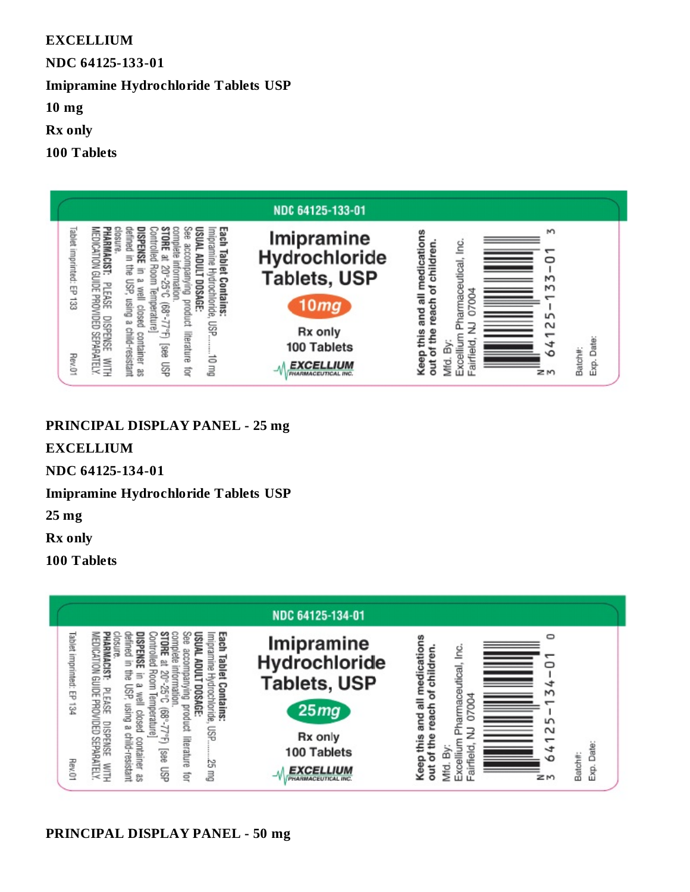**EXCELLIUM**

**NDC 64125-133-01**

**Imipramine Hydrochloride Tablets USP**

**10 mg**

**Rx only**

**100 Tablets**

NDC 64125-133-01

Imipramine Hydrochloride Tablets, USP

10mg

Rx only

100 Tablets

EXCELLIUM PHARMACEUTICAL INC.

**Each Tablet Contains:**
Imipramine Hydrochloride, USP.........10 mg

**USUAL ADULT DOSAGE:**
See accompanying product literature for complete information.

**STORE** at 20°-25°C (68°-77°F) [see USP Controlled Room Temperature]

**DISPENSE** in a well closed container as defined in the USP, using a child-resistant closure.

**PHARMACIST:** PLEASE DISPENSE WITH MEDICATION GUIDE PROVIDED SEPARATELY.

Tablet imprinted: EP 133

Rev.01

**Keep this and all medications out of the reach of children.**

Mfd. By:
Excellium Pharmaceutical, Inc.
Fairfield, NJ 07004

N 3 64125-133-01 3

Batch#:
Exp. Date:

**PRINCIPAL DISPLAY PANEL - 25 mg**

**EXCELLIUM**

**NDC 64125-134-01**

**Imipramine Hydrochloride Tablets USP**

**25 mg**

**Rx only**

**100 Tablets**

NDC 64125-134-01

Imipramine Hydrochloride Tablets, USP

25mg

Rx only

100 Tablets

EXCELLIUM PHARMACEUTICAL INC.

**Each Tablet Contains:**
Imipramine Hydrochloride, USP.........25 mg

**USUAL ADULT DOSAGE:**
See accompanying product literature for complete information.

**STORE** at 20°-25°C (68°-77°F) [see USP Controlled Room Temperature]

**DISPENSE** in a well closed container as defined in the USP, using a child-resistant closure.

**PHARMACIST:** PLEASE DISPENSE WITH MEDICATION GUIDE PROVIDED SEPARATELY.

Tablet imprinted: EP 134

Rev.01

**Keep this and all medications out of the reach of children.**

Mfd. By:
Excellium Pharmaceutical, Inc.
Fairfield, NJ 07004

N 3 64125-134-01 0

Batch#:
Exp. Date:

**PRINCIPAL DISPLAY PANEL - 50 mg**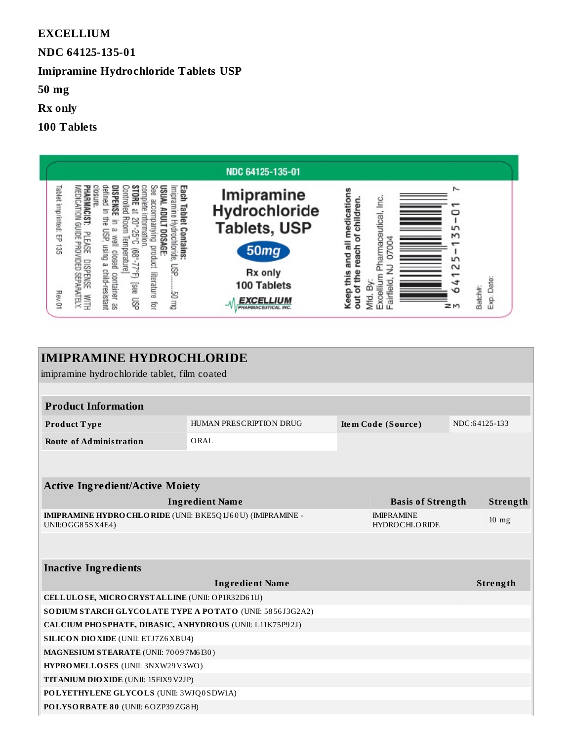**EXCELLIUM**

**NDC 64125-135-01**

**Imipramine Hydrochloride Tablets USP**

**50 mg**

**Rx only**

**100 Tablets**

NDC 64125-135-01

Imipramine Hydrochloride Tablets, USP

50mg

Rx only

100 Tablets

EXCELLIUM PHARMACEUTICAL INC.

**Each Tablet Contains:**
Imipramine Hydrochloride, USP.......50 mg

**USUAL ADULT DOSAGE:**
See accompanying product literature for complete information.

**STORE** at 20°-25°C (68°-77°F) [see USP Controlled Room Temperature]

**DISPENSE** in a well closed container as defined in the USP, using a child-resistant closure.

**PHARMACIST:** PLEASE DISPENSE WITH MEDICATION GUIDE PROVIDED SEPARATELY.

Tablet imprinted: EP 135

Rev.01

**Keep this and all medications out of the reach of children.**

Mfd. By:
Excellium Pharmaceutical, Inc.
Fairfield, NJ 07004

N 3 64125-135-01 7

Batch#:

Exp. Date:

## IMIPRAMINE HYDROCHLORIDE

imipramine hydrochloride tablet, film coated

| Product Information | | | |
|---|---|---|---|
| **Product Type** | HUMAN PRESCRIPTION DRUG | **Item Code (Source)** | NDC:64125-133 |
| **Route of Administration** | ORAL | | |

| Active Ingredient/Active Moiety | | |
|---|---|---|
| **Ingredient Name** | **Basis of Strength** | **Strength** |
| **IMIPRAMINE HYDROCHLORIDE** (UNII: BKE5Q1J60U) (IMIPRAMINE - UNII:OGG85SX4E4) | IMIPRAMINE HYDROCHLORIDE | 10 mg |

| Inactive Ingredients | |
|---|---|
| **Ingredient Name** | **Strength** |
| **CELLULOSE, MICROCRYSTALLINE** (UNII: OP1R32D61U) | |
| **SODIUM STARCH GLYCOLATE TYPE A POTATO** (UNII: 5856J3G2A2) | |
| **CALCIUM PHOSPHATE, DIBASIC, ANHYDROUS** (UNII: L11K75P92J) | |
| **SILICON DIOXIDE** (UNII: ETJ7Z6XBU4) | |
| **MAGNESIUM STEARATE** (UNII: 70097M6I30) | |
| **HYPROMELLOSES** (UNII: 3NXW29V3WO) | |
| **TITANIUM DIOXIDE** (UNII: 15FIX9V2JP) | |
| **POLYETHYLENE GLYCOLS** (UNII: 3WJQ0SDW1A) | |
| **POLYSORBATE 80** (UNII: 6OZP39ZG8H) | |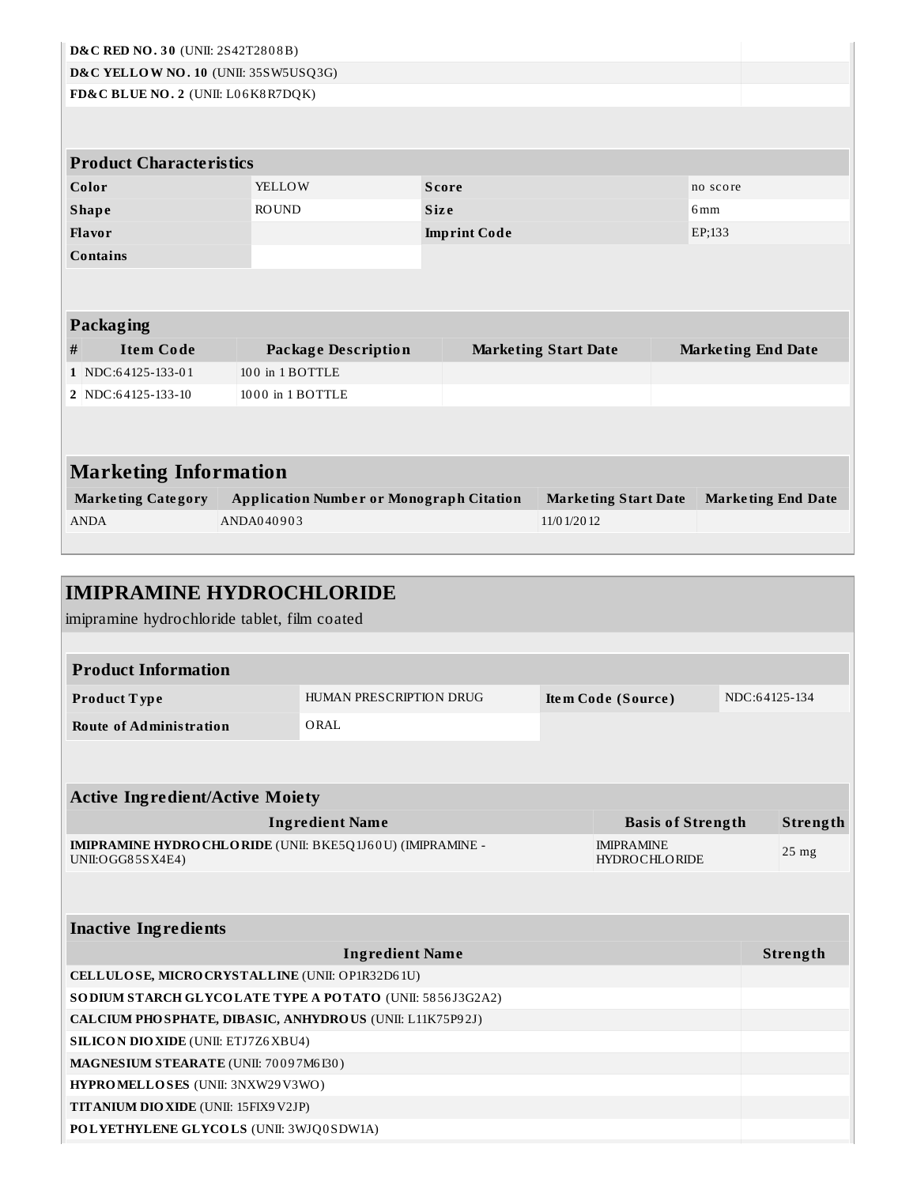| | |
|---|---|
| **D&C RED NO. 30** (UNII: 2S42T2808B) | |
| **D&C YELLOW NO. 10** (UNII: 35SW5USQ3G) | |
| **FD&C BLUE NO. 2** (UNII: L06K8R7DQK) | |

| Product Characteristics | | | |
|---|---|---|---|
| **Color** | YELLOW | **Score** | no score |
| **Shape** | ROUND | **Size** | 6mm |
| **Flavor** | | **Imprint Code** | EP;133 |
| **Contains** | | | |

| Packaging | | | | |
|---|---|---|---|---|
| **#** | **Item Code** | **Package Description** | **Marketing Start Date** | **Marketing End Date** |
| **1** | NDC:64125-133-01 | 100 in 1 BOTTLE | | |
| **2** | NDC:64125-133-10 | 1000 in 1 BOTTLE | | |

| Marketing Information | | | |
|---|---|---|---|
| **Marketing Category** | **Application Number or Monograph Citation** | **Marketing Start Date** | **Marketing End Date** |
| ANDA | ANDA040903 | 11/01/2012 | |

# IMIPRAMINE HYDROCHLORIDE

imipramine hydrochloride tablet, film coated

| Product Information | | | |
|---|---|---|---|
| **Product Type** | HUMAN PRESCRIPTION DRUG | **Item Code (Source)** | NDC:64125-134 |
| **Route of Administration** | ORAL | | |

| Active Ingredient/Active Moiety | | |
|---|---|---|
| **Ingredient Name** | **Basis of Strength** | **Strength** |
| **IMIPRAMINE HYDROCHLORIDE** (UNII: BKE5Q1J60U) (IMIPRAMINE - UNII:OGG85SX4E4) | IMIPRAMINE HYDROCHLORIDE | 25 mg |

| Inactive Ingredients | |
|---|---|
| **Ingredient Name** | **Strength** |
| **CELLULOSE, MICROCRYSTALLINE** (UNII: OP1R32D61U) | |
| **SODIUM STARCH GLYCOLATE TYPE A POTATO** (UNII: 5856J3G2A2) | |
| **CALCIUM PHOSPHATE, DIBASIC, ANHYDROUS** (UNII: L11K75P92J) | |
| **SILICON DIOXIDE** (UNII: ETJ7Z6XBU4) | |
| **MAGNESIUM STEARATE** (UNII: 70097M6I30) | |
| **HYPROMELLOSES** (UNII: 3NXW29V3WO) | |
| **TITANIUM DIOXIDE** (UNII: 15FIX9V2JP) | |
| **POLYETHYLENE GLYCOLS** (UNII: 3WJQ0SDW1A) | |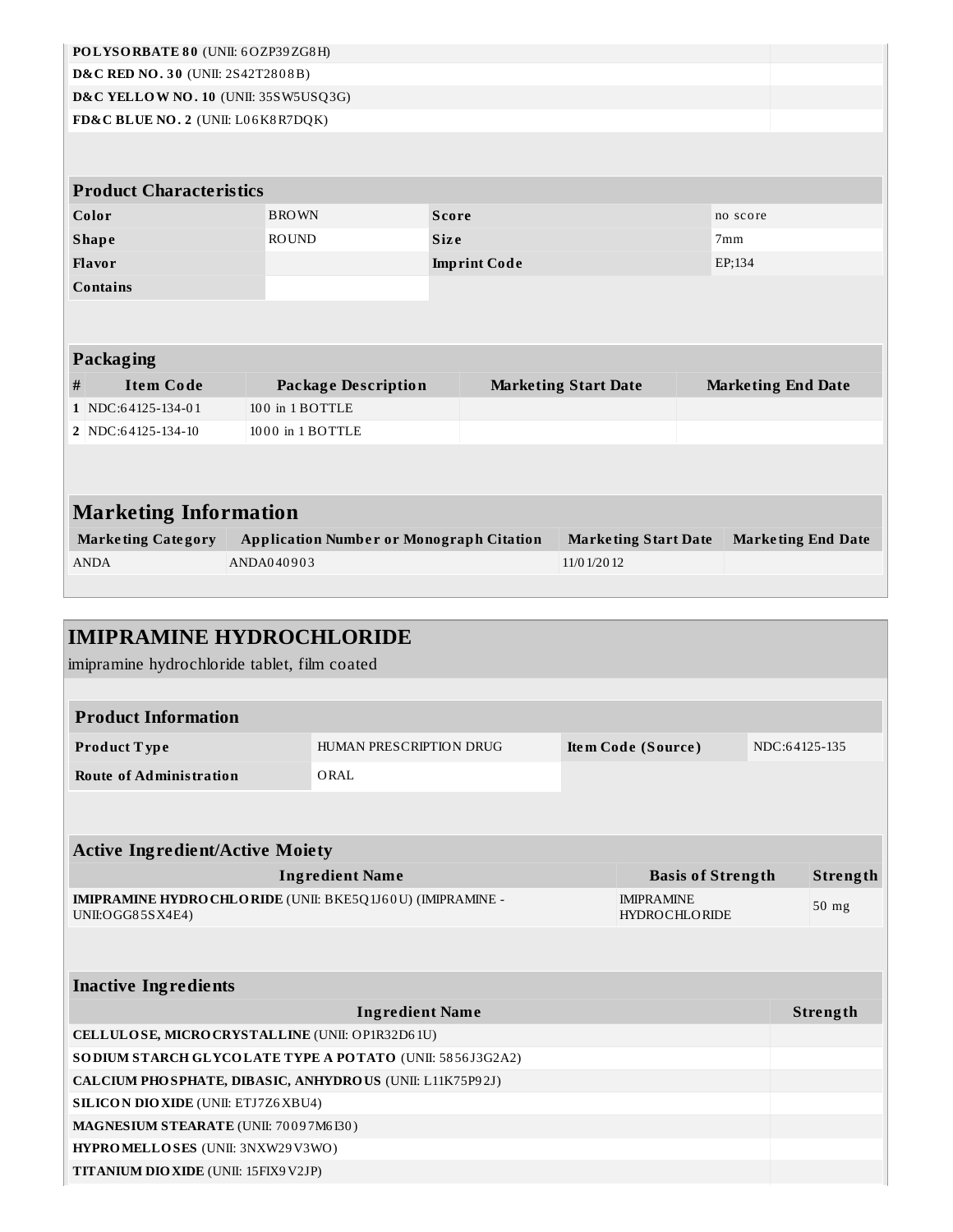| | |
|---|---|
| **POLYSORBATE 80** (UNII: 6OZP39ZG8H) | |
| **D&C RED NO. 30** (UNII: 2S42T2808B) | |
| **D&C YELLOW NO. 10** (UNII: 35SW5USQ3G) | |
| **FD&C BLUE NO. 2** (UNII: L06K8R7DQK) | |

| Product Characteristics | | | |
|---|---|---|---|
| **Color** | BROWN | **Score** | no score |
| **Shape** | ROUND | **Size** | 7mm |
| **Flavor** | | **Imprint Code** | EP;134 |
| **Contains** | | | |

| Packaging | | | | |
|---|---|---|---|---|
| **#** | **Item Code** | **Package Description** | **Marketing Start Date** | **Marketing End Date** |
| **1** | NDC:64125-134-01 | 100 in 1 BOTTLE | | |
| **2** | NDC:64125-134-10 | 1000 in 1 BOTTLE | | |

## Marketing Information

| Marketing Category | Application Number or Monograph Citation | Marketing Start Date | Marketing End Date |
|---|---|---|---|
| ANDA | ANDA040903 | 11/01/2012 | |

# IMIPRAMINE HYDROCHLORIDE

imipramine hydrochloride tablet, film coated

| Product Information | | | |
|---|---|---|---|
| **Product Type** | HUMAN PRESCRIPTION DRUG | **Item Code (Source)** | NDC:64125-135 |
| **Route of Administration** | ORAL | | |

| Active Ingredient/Active Moiety | | |
|---|---|---|
| **Ingredient Name** | **Basis of Strength** | **Strength** |
| **IMIPRAMINE HYDROCHLORIDE** (UNII: BKE5Q1J60U) (IMIPRAMINE - UNII:OGG85SX4E4) | IMIPRAMINE HYDROCHLORIDE | 50 mg |

| Inactive Ingredients | |
|---|---|
| **Ingredient Name** | **Strength** |
| **CELLULOSE, MICROCRYSTALLINE** (UNII: OP1R32D61U) | |
| **SODIUM STARCH GLYCOLATE TYPE A POTATO** (UNII: 5856J3G2A2) | |
| **CALCIUM PHOSPHATE, DIBASIC, ANHYDROUS** (UNII: L11K75P92J) | |
| **SILICON DIOXIDE** (UNII: ETJ7Z6XBU4) | |
| **MAGNESIUM STEARATE** (UNII: 70097M6I30) | |
| **HYPROMELLOSES** (UNII: 3NXW29V3WO) | |
| **TITANIUM DIOXIDE** (UNII: 15FIX9V2JP) | |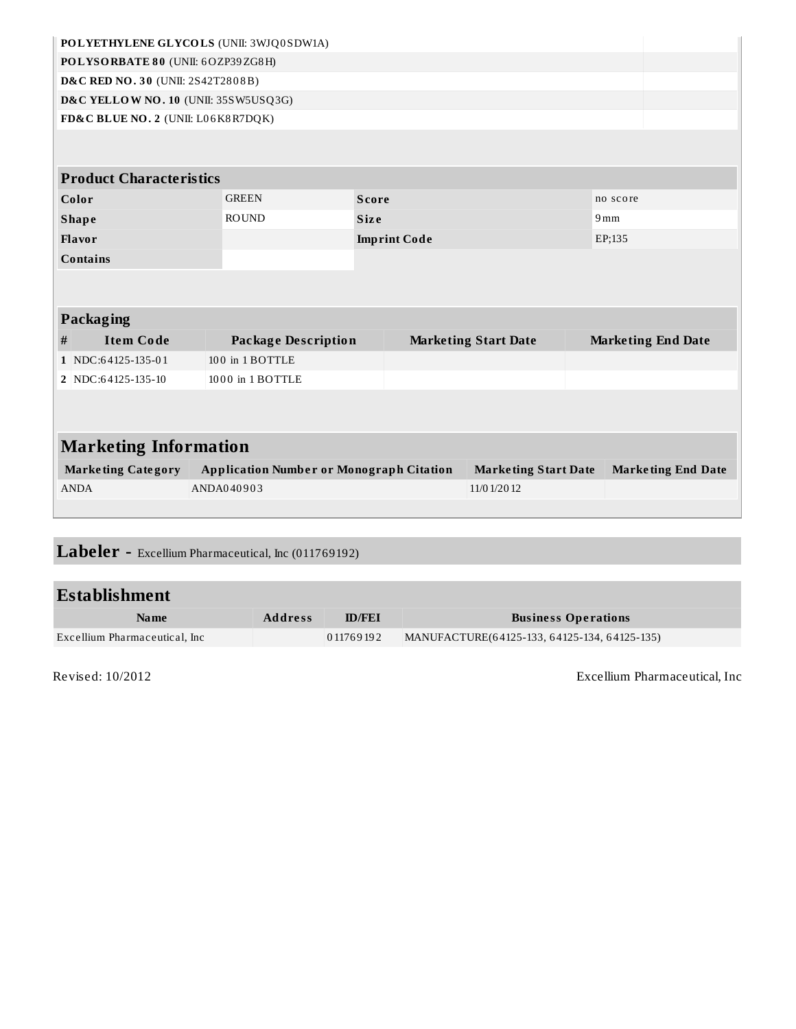| | |
|---|---|
| **POLYETHYLENE GLYCOLS** (UNII: 3WJQ0SDW1A) | |
| **POLYSORBATE 80** (UNII: 6OZP39ZG8H) | |
| **D&C RED NO. 30** (UNII: 2S42T2808B) | |
| **D&C YELLOW NO. 10** (UNII: 35SW5USQ3G) | |
| **FD&C BLUE NO. 2** (UNII: L06K8R7DQK) | |

**Product Characteristics**

| | | | |
|---|---|---|---|
| **Color** | GREEN | **Score** | no score |
| **Shape** | ROUND | **Size** | 9mm |
| **Flavor** | | **Imprint Code** | EP;135 |
| **Contains** | | | |

**Packaging**

| # | Item Code | Package Description | Marketing Start Date | Marketing End Date |
|---|---|---|---|---|
| 1 | NDC:64125-135-01 | 100 in 1 BOTTLE | | |
| 2 | NDC:64125-135-10 | 1000 in 1 BOTTLE | | |

## Marketing Information

| Marketing Category | Application Number or Monograph Citation | Marketing Start Date | Marketing End Date |
|---|---|---|---|
| ANDA | ANDA040903 | 11/01/2012 | |

## Labeler - Excellium Pharmaceutical, Inc (011769192)

## Establishment

| Name | Address | ID/FEI | Business Operations |
|---|---|---|---|
| Excellium Pharmaceutical, Inc | | 011769192 | MANUFACTURE(64125-133, 64125-134, 64125-135) |

Revised: 10/2012

Excellium Pharmaceutical, Inc